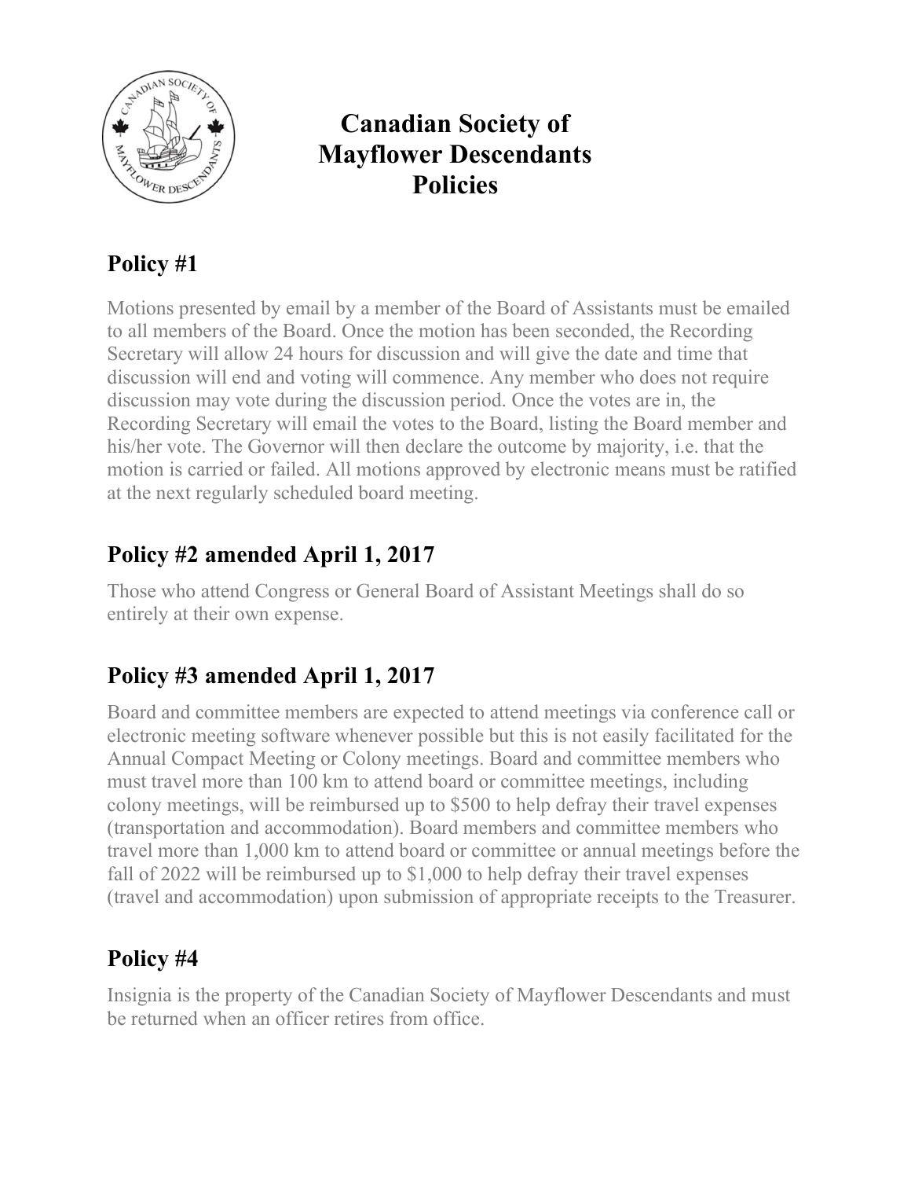# Canadian Society of Mayflower Descendants Policies

## Policy #1

Motions presented by email by a member of the Board of Assistants must be emailed to all members of the Board. Once the motion has been seconded, the Recording Secretary will allow 24 hours for discussion and will give the date and time that discussion will end and voting will commence. Any member who does not require discussion may vote during the discussion period. Once the votes are in, the Recording Secretary will email the votes to the Board, listing the Board member and his/her vote. The Governor will then declare the outcome by majority, i.e. that the motion is carried or failed. All motions approved by electronic means must be ratified at the next regularly scheduled board meeting.

## Policy #2 amended April 1, 2017

Those who attend Congress or General Board of Assistant Meetings shall do so entirely at their own expense.

## Policy #3 amended April 1, 2017

Board and committee members are expected to attend meetings via conference call or electronic meeting software whenever possible but this is not easily facilitated for the Annual Compact Meeting or Colony meetings. Board and committee members who must travel more than 100 km to attend board or committee meetings, including colony meetings, will be reimbursed up to $500 to help defray their travel expenses (transportation and accommodation). Board members and committee members who travel more than 1,000 km to attend board or committee or annual meetings before the fall of 2022 will be reimbursed up to $1,000 to help defray their travel expenses (travel and accommodation) upon submission of appropriate receipts to the Treasurer.

## Policy #4

Insignia is the property of the Canadian Society of Mayflower Descendants and must be returned when an officer retires from office.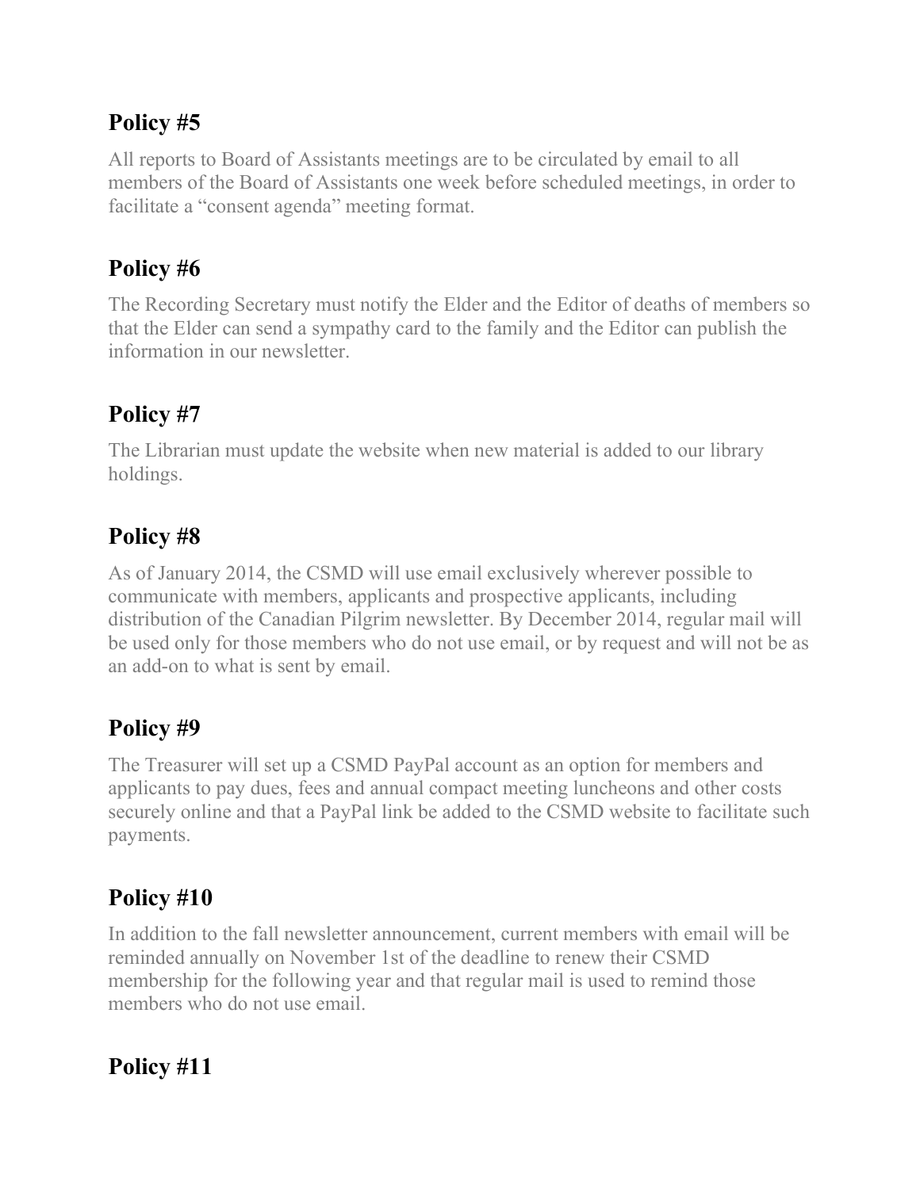## Policy #5

All reports to Board of Assistants meetings are to be circulated by email to all members of the Board of Assistants one week before scheduled meetings, in order to facilitate a "consent agenda" meeting format.

## Policy #6

The Recording Secretary must notify the Elder and the Editor of deaths of members so that the Elder can send a sympathy card to the family and the Editor can publish the information in our newsletter.

## Policy #7

The Librarian must update the website when new material is added to our library holdings.

## Policy #8

As of January 2014, the CSMD will use email exclusively wherever possible to communicate with members, applicants and prospective applicants, including distribution of the Canadian Pilgrim newsletter. By December 2014, regular mail will be used only for those members who do not use email, or by request and will not be as an add-on to what is sent by email.

## Policy #9

The Treasurer will set up a CSMD PayPal account as an option for members and applicants to pay dues, fees and annual compact meeting luncheons and other costs securely online and that a PayPal link be added to the CSMD website to facilitate such payments.

## Policy #10

In addition to the fall newsletter announcement, current members with email will be reminded annually on November 1st of the deadline to renew their CSMD membership for the following year and that regular mail is used to remind those members who do not use email.

## Policy #11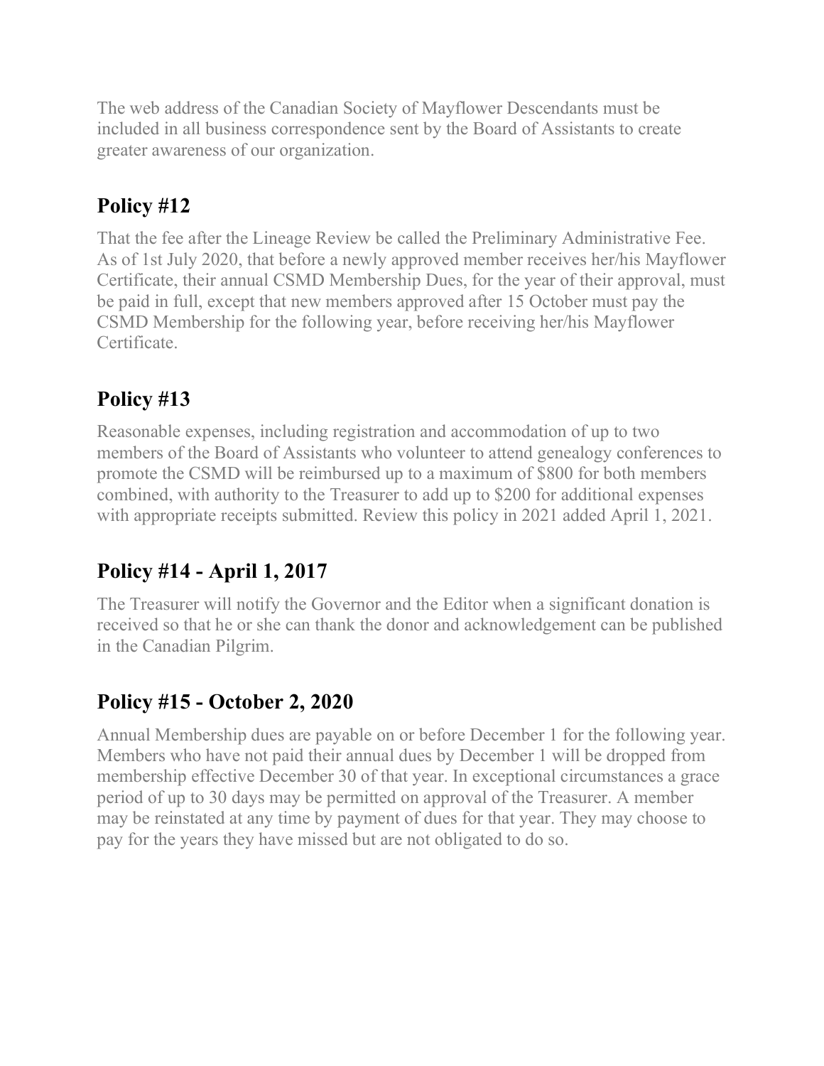The web address of the Canadian Society of Mayflower Descendants must be included in all business correspondence sent by the Board of Assistants to create greater awareness of our organization.

## Policy #12

That the fee after the Lineage Review be called the Preliminary Administrative Fee. As of 1st July 2020, that before a newly approved member receives her/his Mayflower Certificate, their annual CSMD Membership Dues, for the year of their approval, must be paid in full, except that new members approved after 15 October must pay the CSMD Membership for the following year, before receiving her/his Mayflower Certificate.

## Policy #13

Reasonable expenses, including registration and accommodation of up to two members of the Board of Assistants who volunteer to attend genealogy conferences to promote the CSMD will be reimbursed up to a maximum of $800 for both members combined, with authority to the Treasurer to add up to $200 for additional expenses with appropriate receipts submitted. Review this policy in 2021 added April 1, 2021.

## Policy #14 - April 1, 2017

The Treasurer will notify the Governor and the Editor when a significant donation is received so that he or she can thank the donor and acknowledgement can be published in the Canadian Pilgrim.

## Policy #15 - October 2, 2020

Annual Membership dues are payable on or before December 1 for the following year. Members who have not paid their annual dues by December 1 will be dropped from membership effective December 30 of that year. In exceptional circumstances a grace period of up to 30 days may be permitted on approval of the Treasurer. A member may be reinstated at any time by payment of dues for that year. They may choose to pay for the years they have missed but are not obligated to do so.